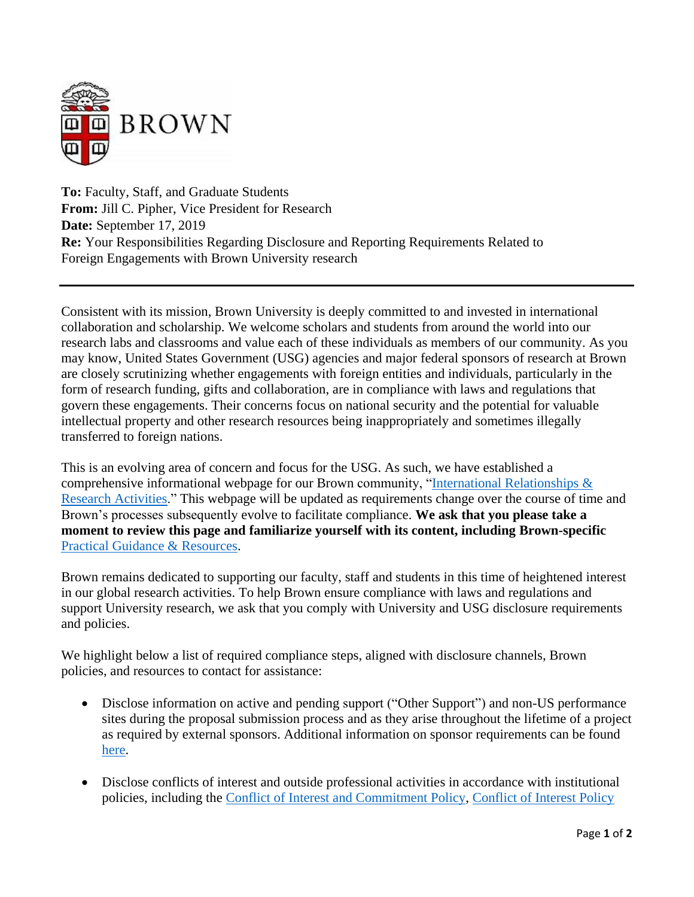**To:** Faculty, Staff, and Graduate Students
**From:** Jill C. Pipher, Vice President for Research
**Date:** September 17, 2019
**Re:** Your Responsibilities Regarding Disclosure and Reporting Requirements Related to Foreign Engagements with Brown University research

---

Consistent with its mission, Brown University is deeply committed to and invested in international collaboration and scholarship. We welcome scholars and students from around the world into our research labs and classrooms and value each of these individuals as members of our community. As you may know, United States Government (USG) agencies and major federal sponsors of research at Brown are closely scrutinizing whether engagements with foreign entities and individuals, particularly in the form of research funding, gifts and collaboration, are in compliance with laws and regulations that govern these engagements. Their concerns focus on national security and the potential for valuable intellectual property and other research resources being inappropriately and sometimes illegally transferred to foreign nations.

This is an evolving area of concern and focus for the USG. As such, we have established a comprehensive informational webpage for our Brown community, "International Relationships & Research Activities." This webpage will be updated as requirements change over the course of time and Brown's processes subsequently evolve to facilitate compliance. **We ask that you please take a moment to review this page and familiarize yourself with its content, including Brown-specific** Practical Guidance & Resources.

Brown remains dedicated to supporting our faculty, staff and students in this time of heightened interest in our global research activities. To help Brown ensure compliance with laws and regulations and support University research, we ask that you comply with University and USG disclosure requirements and policies.

We highlight below a list of required compliance steps, aligned with disclosure channels, Brown policies, and resources to contact for assistance:

- Disclose information on active and pending support ("Other Support") and non-US performance sites during the proposal submission process and as they arise throughout the lifetime of a project as required by external sponsors. Additional information on sponsor requirements can be found here.
- Disclose conflicts of interest and outside professional activities in accordance with institutional policies, including the Conflict of Interest and Commitment Policy, Conflict of Interest Policy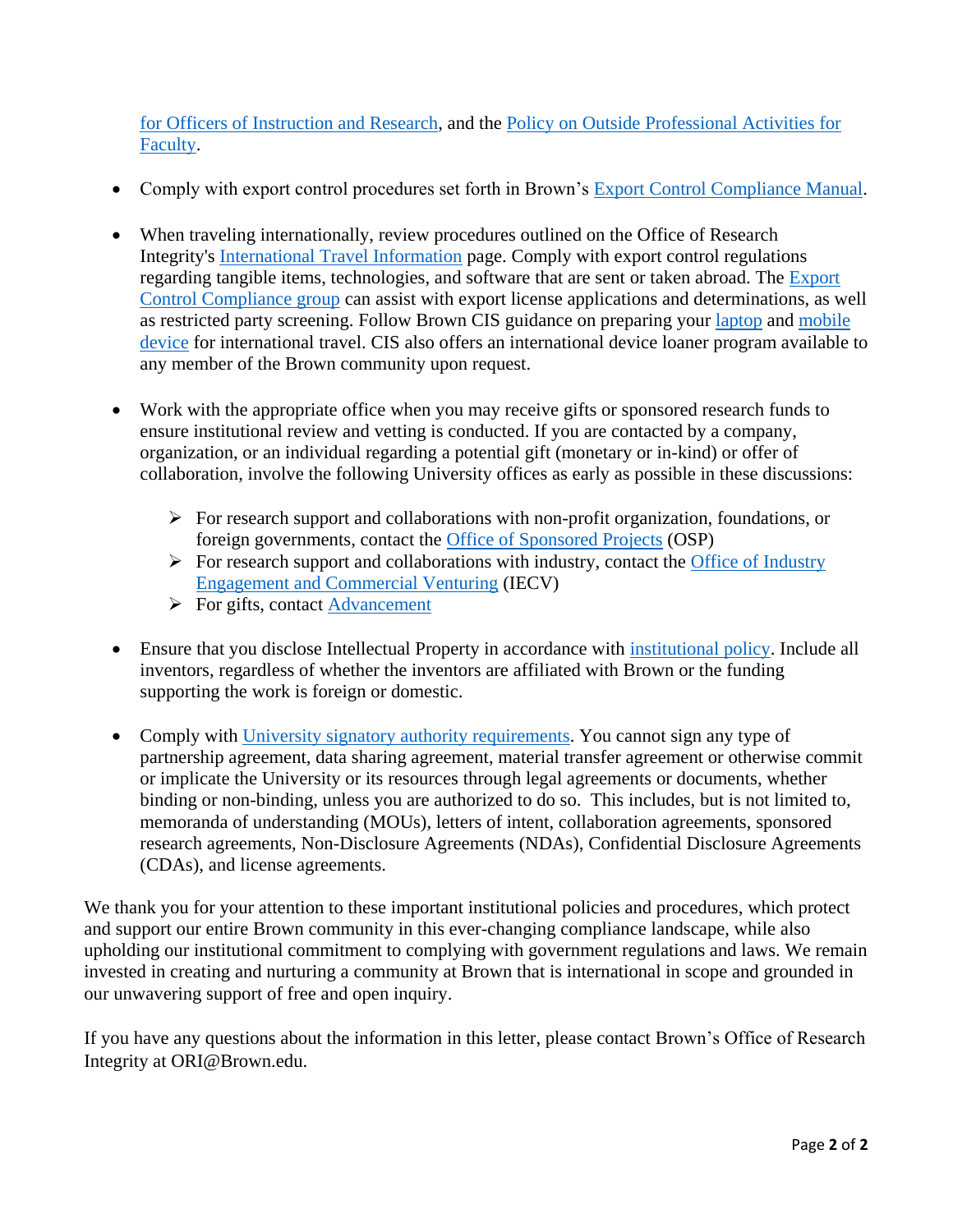for Officers of Instruction and Research, and the Policy on Outside Professional Activities for Faculty.

- Comply with export control procedures set forth in Brown's Export Control Compliance Manual.

- When traveling internationally, review procedures outlined on the Office of Research Integrity's International Travel Information page. Comply with export control regulations regarding tangible items, technologies, and software that are sent or taken abroad. The Export Control Compliance group can assist with export license applications and determinations, as well as restricted party screening. Follow Brown CIS guidance on preparing your laptop and mobile device for international travel. CIS also offers an international device loaner program available to any member of the Brown community upon request.

- Work with the appropriate office when you may receive gifts or sponsored research funds to ensure institutional review and vetting is conducted. If you are contacted by a company, organization, or an individual regarding a potential gift (monetary or in-kind) or offer of collaboration, involve the following University offices as early as possible in these discussions:

  - For research support and collaborations with non-profit organization, foundations, or foreign governments, contact the Office of Sponsored Projects (OSP)
  - For research support and collaborations with industry, contact the Office of Industry Engagement and Commercial Venturing (IECV)
  - For gifts, contact Advancement

- Ensure that you disclose Intellectual Property in accordance with institutional policy. Include all inventors, regardless of whether the inventors are affiliated with Brown or the funding supporting the work is foreign or domestic.

- Comply with University signatory authority requirements. You cannot sign any type of partnership agreement, data sharing agreement, material transfer agreement or otherwise commit or implicate the University or its resources through legal agreements or documents, whether binding or non-binding, unless you are authorized to do so. This includes, but is not limited to, memoranda of understanding (MOUs), letters of intent, collaboration agreements, sponsored research agreements, Non-Disclosure Agreements (NDAs), Confidential Disclosure Agreements (CDAs), and license agreements.

We thank you for your attention to these important institutional policies and procedures, which protect and support our entire Brown community in this ever-changing compliance landscape, while also upholding our institutional commitment to complying with government regulations and laws. We remain invested in creating and nurturing a community at Brown that is international in scope and grounded in our unwavering support of free and open inquiry.

If you have any questions about the information in this letter, please contact Brown's Office of Research Integrity at ORI@Brown.edu.